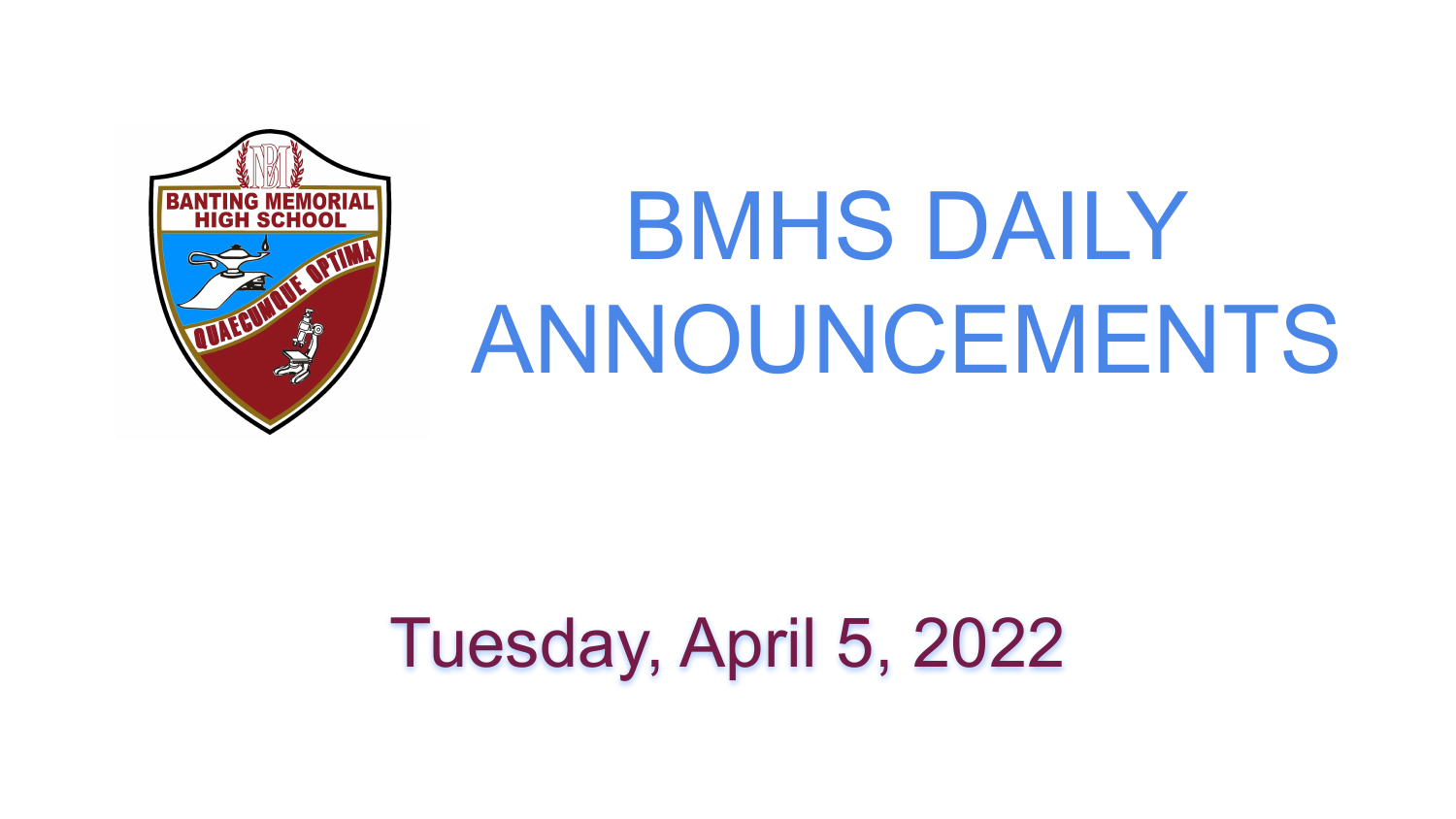# BMHS DAILY ANNOUNCEMENTS

Tuesday, April 5, 2022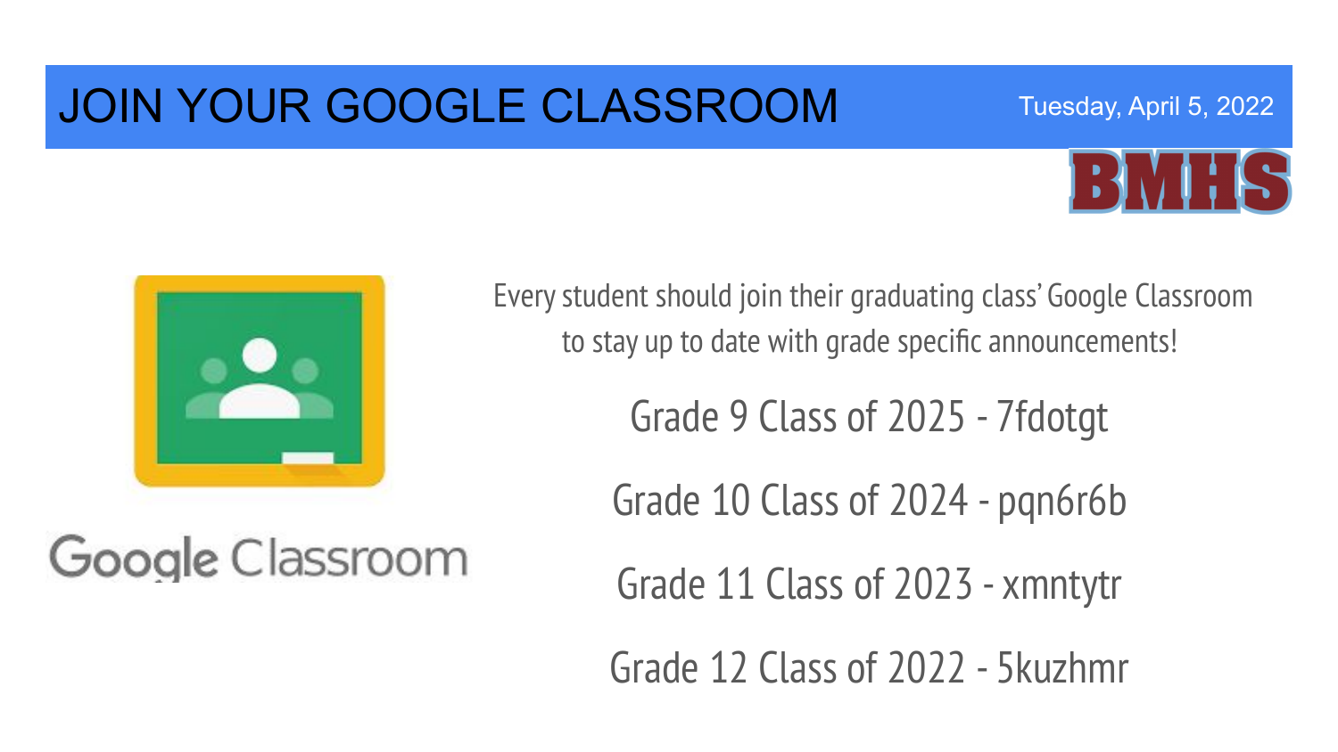# JOIN YOUR GOOGLE CLASSROOM

Tuesday, April 5, 2022

BMHS

Google Classroom

Every student should join their graduating class' Google Classroom to stay up to date with grade specific announcements!

Grade 9 Class of 2025 - 7fdotgt

Grade 10 Class of 2024 - pqn6r6b

Grade 11 Class of 2023 - xmntytr

Grade 12 Class of 2022 - 5kuzhmr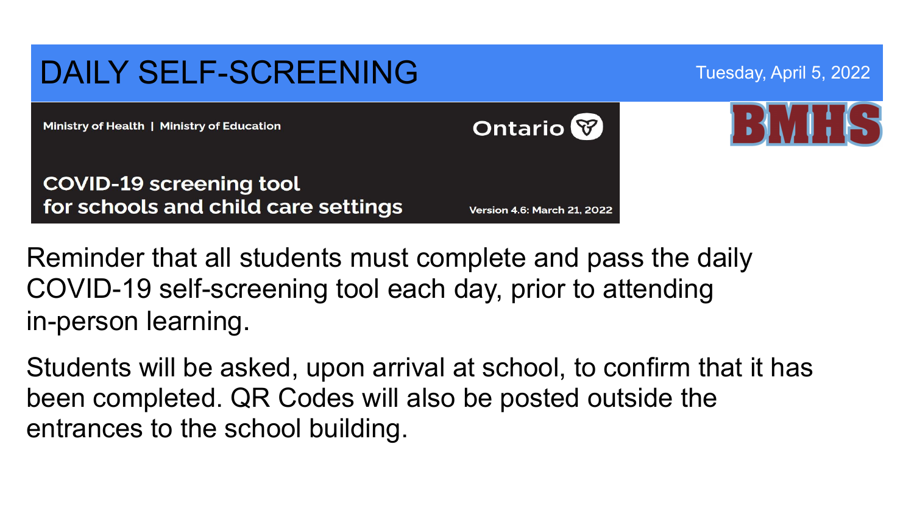# DAILY SELF-SCREENING

Tuesday, April 5, 2022

BMHS

Ministry of Health | Ministry of Education

Ontario

**COVID-19 screening tool for schools and child care settings**

Version 4.6: March 21, 2022

Reminder that all students must complete and pass the daily COVID-19 self-screening tool each day, prior to attending in-person learning.

Students will be asked, upon arrival at school, to confirm that it has been completed. QR Codes will also be posted outside the entrances to the school building.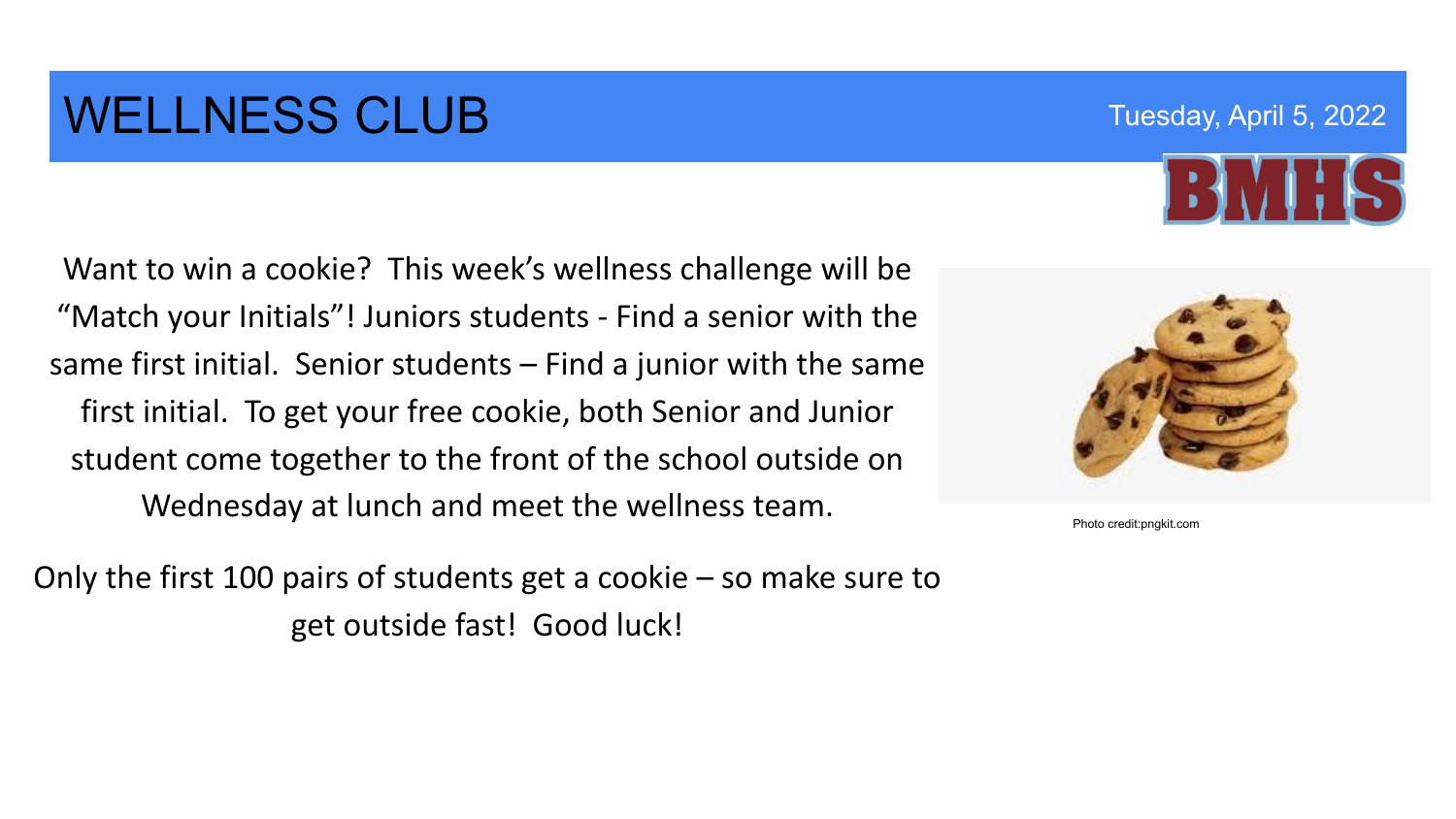# WELLNESS CLUB

Tuesday, April 5, 2022

BMHS

Want to win a cookie? This week's wellness challenge will be "Match your Initials"! Juniors students - Find a senior with the same first initial. Senior students – Find a junior with the same first initial. To get your free cookie, both Senior and Junior student come together to the front of the school outside on Wednesday at lunch and meet the wellness team.

Only the first 100 pairs of students get a cookie – so make sure to get outside fast! Good luck!

Photo credit:pngkit.com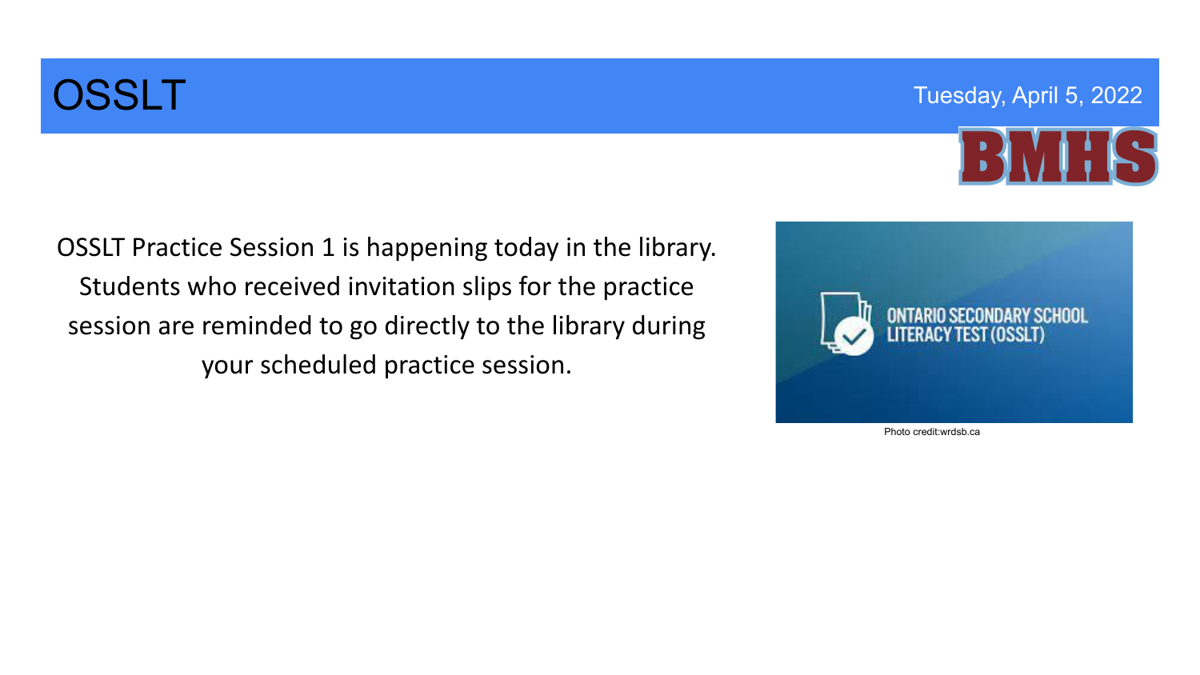# OSSLT

Tuesday, April 5, 2022

OSSLT Practice Session 1 is happening today in the library. Students who received invitation slips for the practice session are reminded to go directly to the library during your scheduled practice session.

Photo credit:wrdsb.ca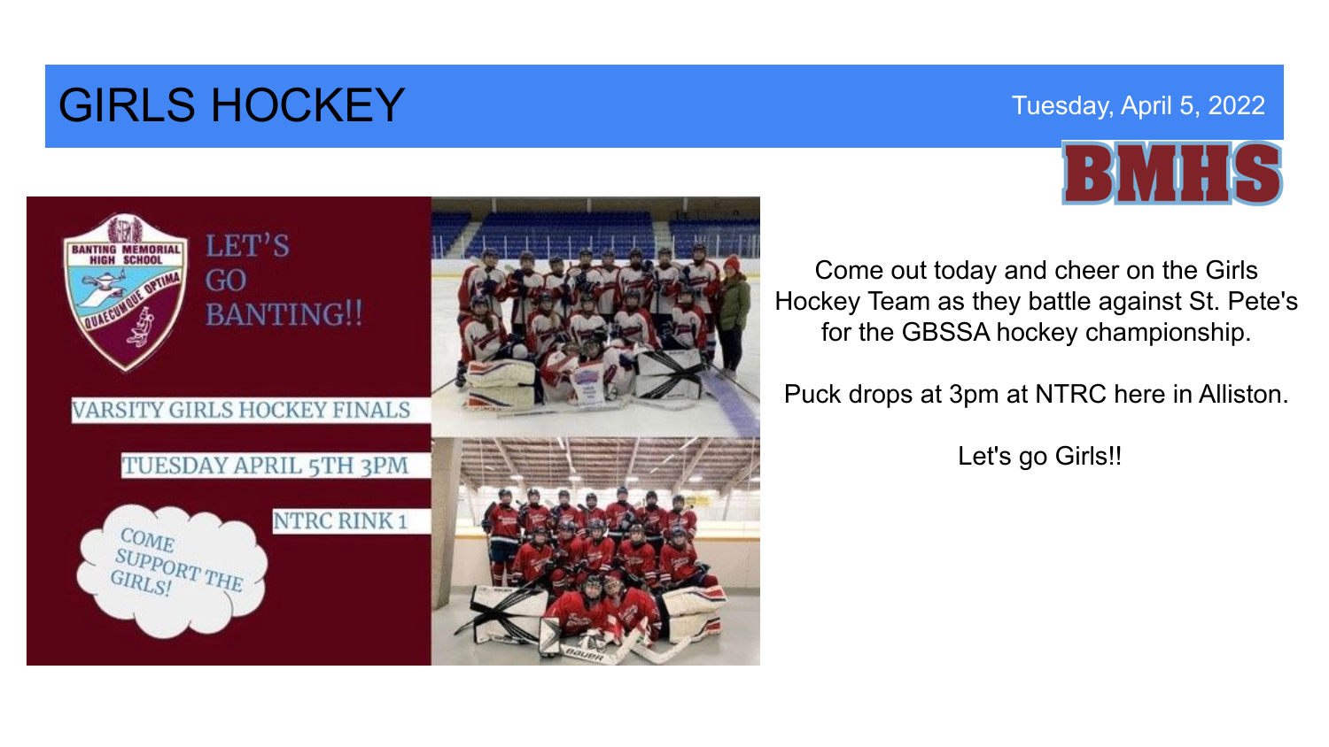# GIRLS HOCKEY

Tuesday, April 5, 2022

BMHS

LET'S GO BANTING!!

VARSITY GIRLS HOCKEY FINALS

TUESDAY APRIL 5TH 3PM

NTRC RINK 1

COME SUPPORT THE GIRLS!

Come out today and cheer on the Girls Hockey Team as they battle against St. Pete's for the GBSSA hockey championship.

Puck drops at 3pm at NTRC here in Alliston.

Let's go Girls!!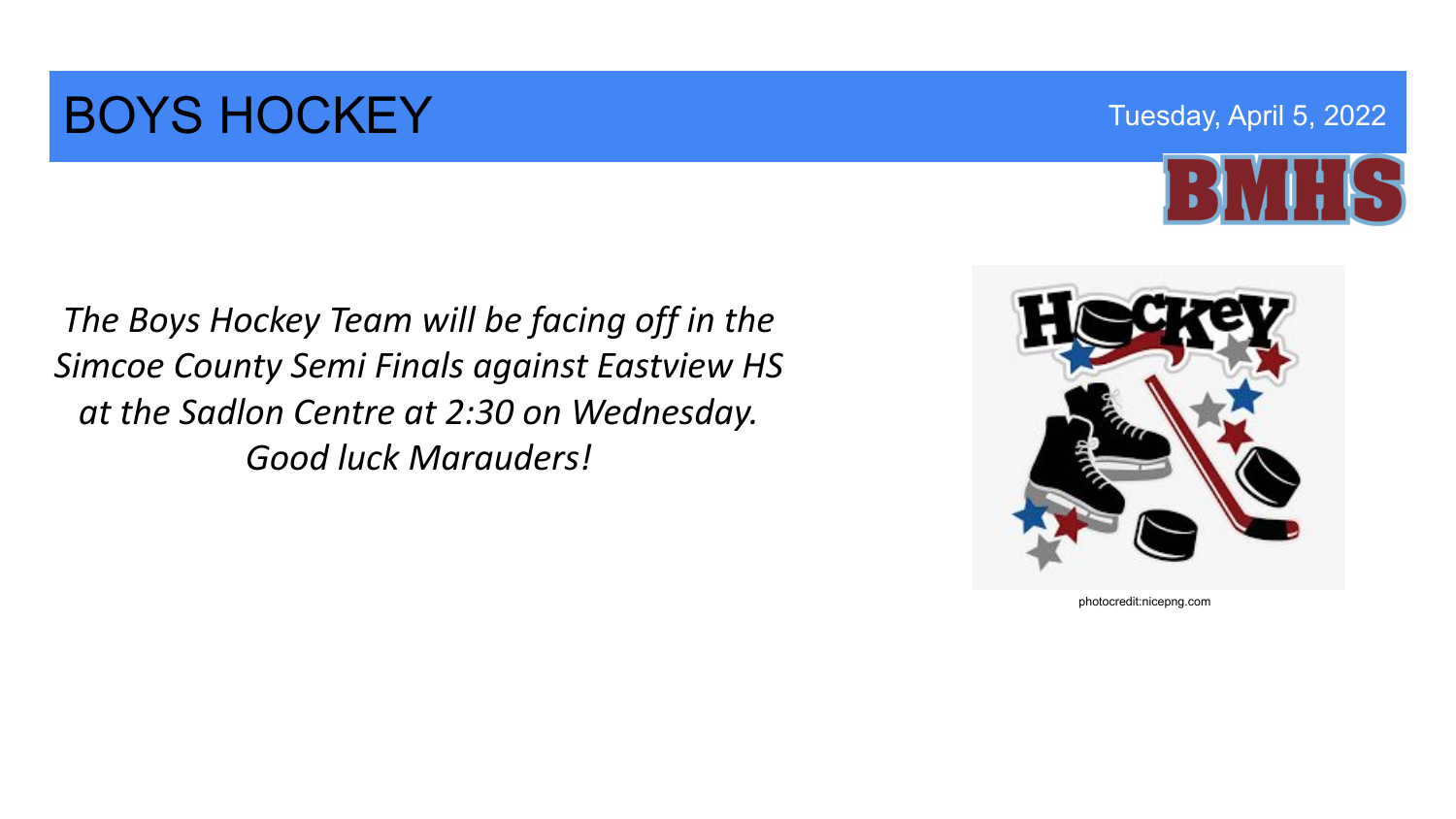# BOYS HOCKEY

Tuesday, April 5, 2022

BMHS

*The Boys Hockey Team will be facing off in the Simcoe County Semi Finals against Eastview HS at the Sadlon Centre at 2:30 on Wednesday. Good luck Marauders!*

photocredit:nicepng.com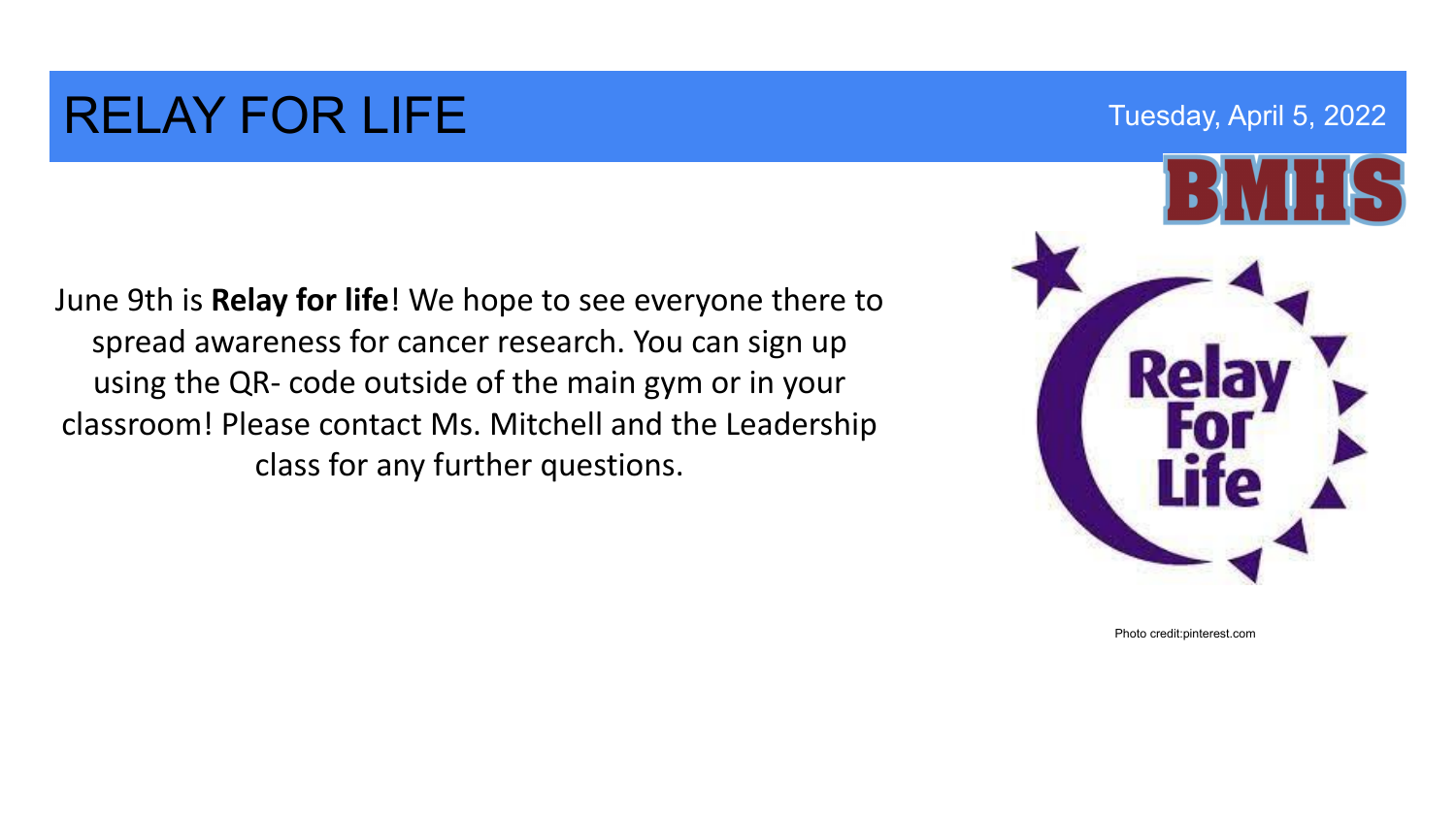# RELAY FOR LIFE

Tuesday, April 5, 2022

BMHS

June 9th is **Relay for life**! We hope to see everyone there to spread awareness for cancer research. You can sign up using the QR- code outside of the main gym or in your classroom! Please contact Ms. Mitchell and the Leadership class for any further questions.

Relay For Life

Photo credit:pinterest.com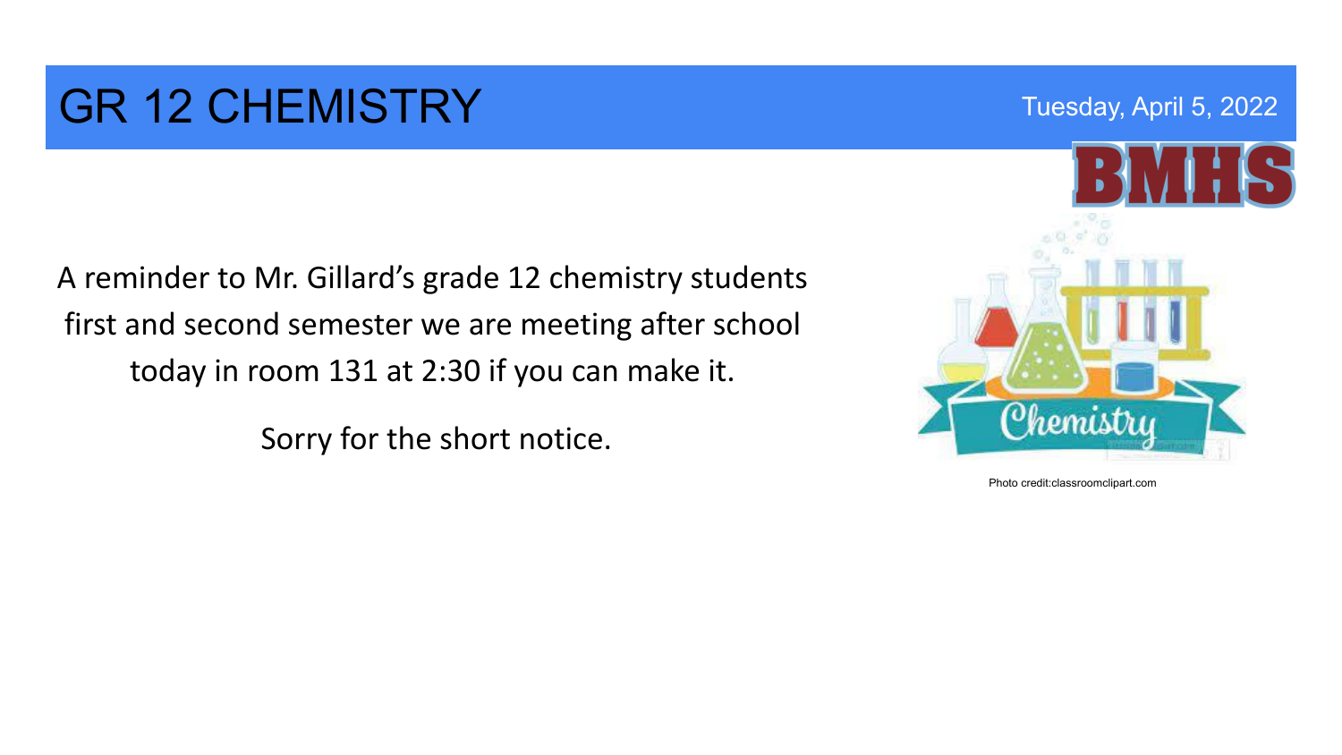# GR 12 CHEMISTRY

Tuesday, April 5, 2022

A reminder to Mr. Gillard's grade 12 chemistry students first and second semester we are meeting after school today in room 131 at 2:30 if you can make it.

Sorry for the short notice.

Photo credit:classroomclipart.com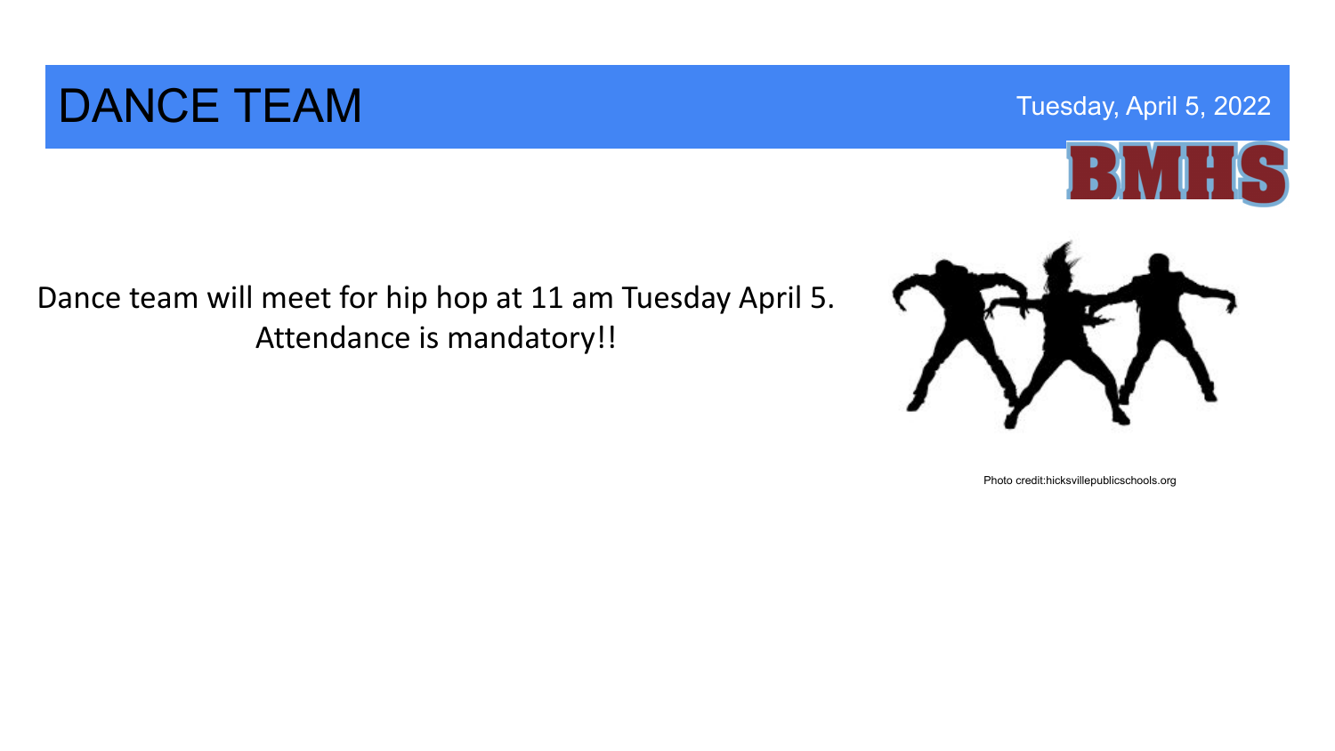# DANCE TEAM

Tuesday, April 5, 2022

BMHS

Dance team will meet for hip hop at 11 am Tuesday April 5.
Attendance is mandatory!!

Photo credit:hicksvillepublicschools.org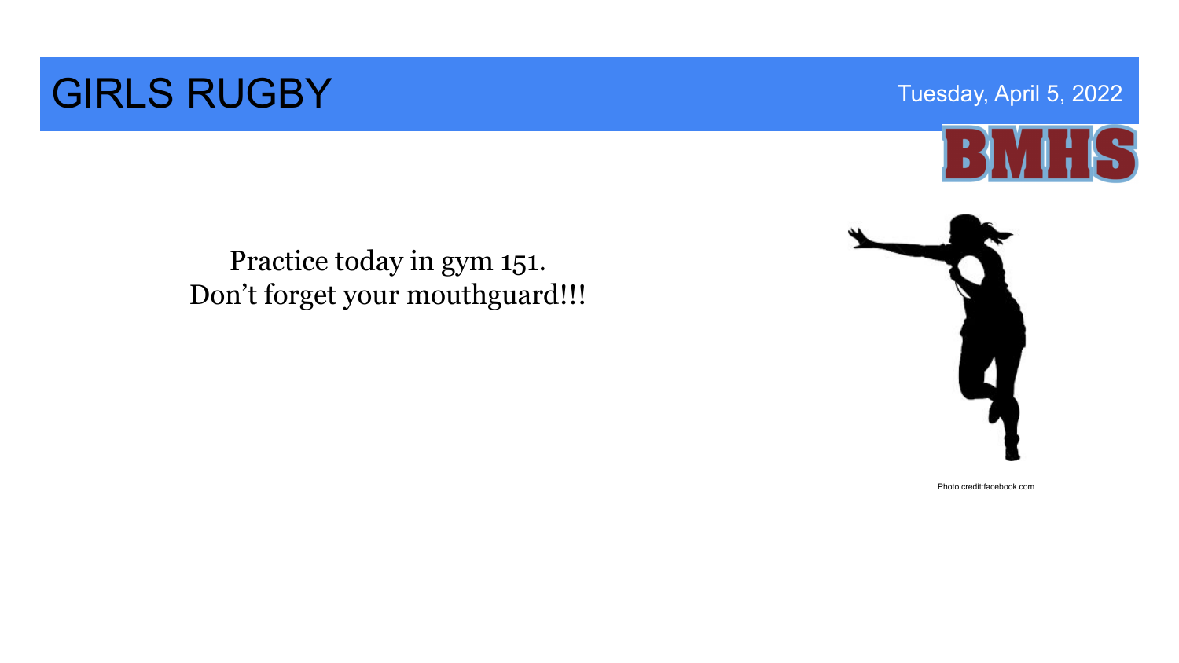# GIRLS RUGBY

Tuesday, April 5, 2022

BMHS

Practice today in gym 151.
Don't forget your mouthguard!!!

Photo credit:facebook.com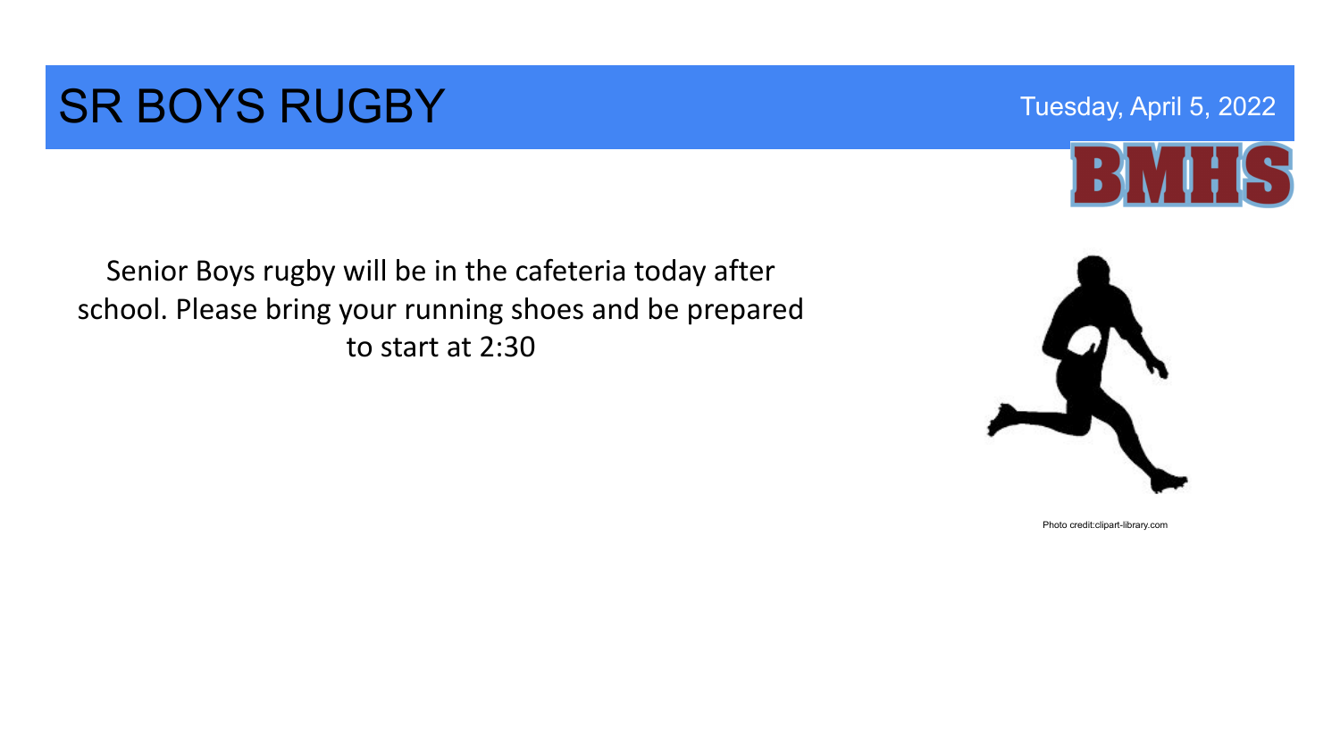# SR BOYS RUGBY

Tuesday, April 5, 2022

BMHS

Senior Boys rugby will be in the cafeteria today after school. Please bring your running shoes and be prepared to start at 2:30

Photo credit:clipart-library.com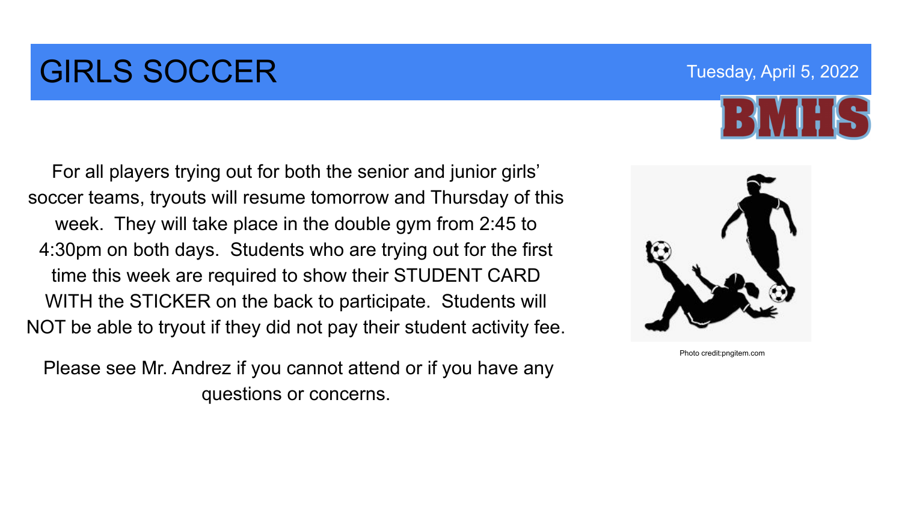# GIRLS SOCCER

Tuesday, April 5, 2022

BMHS

For all players trying out for both the senior and junior girls' soccer teams, tryouts will resume tomorrow and Thursday of this week. They will take place in the double gym from 2:45 to 4:30pm on both days. Students who are trying out for the first time this week are required to show their STUDENT CARD WITH the STICKER on the back to participate. Students will NOT be able to tryout if they did not pay their student activity fee.

Please see Mr. Andrez if you cannot attend or if you have any questions or concerns.

Photo credit:pngitem.com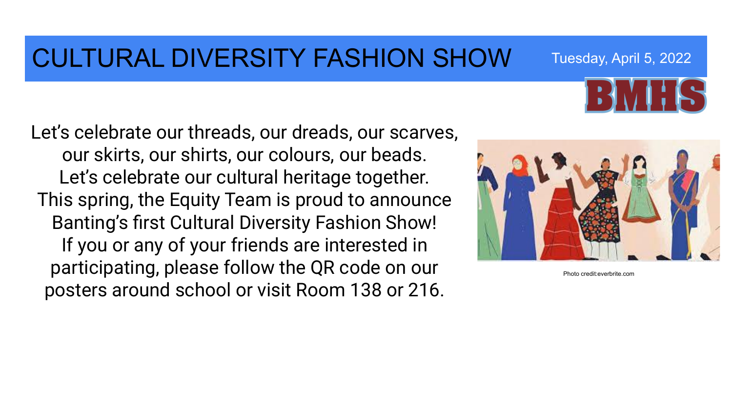# CULTURAL DIVERSITY FASHION SHOW

Tuesday, April 5, 2022

BMHS

Let's celebrate our threads, our dreads, our scarves, our skirts, our shirts, our colours, our beads.
Let's celebrate our cultural heritage together.
This spring, the Equity Team is proud to announce Banting's first Cultural Diversity Fashion Show!
If you or any of your friends are interested in participating, please follow the QR code on our posters around school or visit Room 138 or 216.

Photo credit:everbrite.com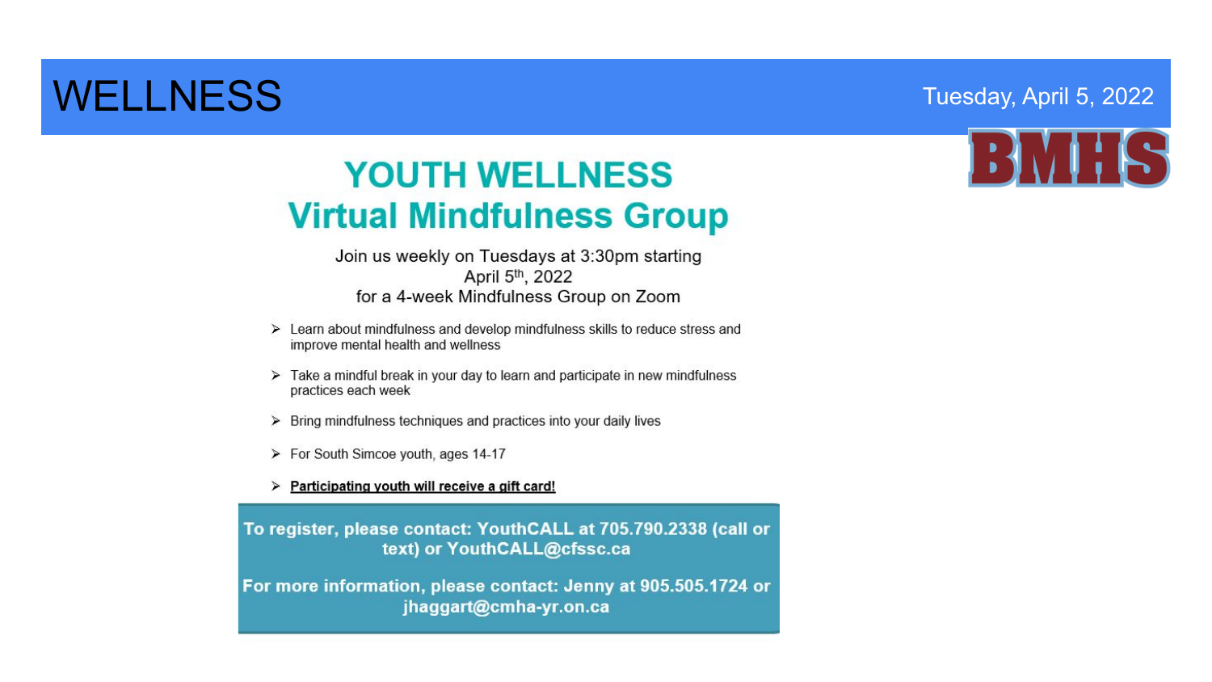# WELLNESS

Tuesday, April 5, 2022

BMHS

## YOUTH WELLNESS
## Virtual Mindfulness Group

Join us weekly on Tuesdays at 3:30pm starting
April 5th, 2022
for a 4-week Mindfulness Group on Zoom

- Learn about mindfulness and develop mindfulness skills to reduce stress and improve mental health and wellness
- Take a mindful break in your day to learn and participate in new mindfulness practices each week
- Bring mindfulness techniques and practices into your daily lives
- For South Simcoe youth, ages 14-17
- **Participating youth will receive a gift card!**

**To register, please contact: YouthCALL at 705.790.2338 (call or text) or YouthCALL@cfssc.ca**

**For more information, please contact: Jenny at 905.505.1724 or jhaggart@cmha-yr.on.ca**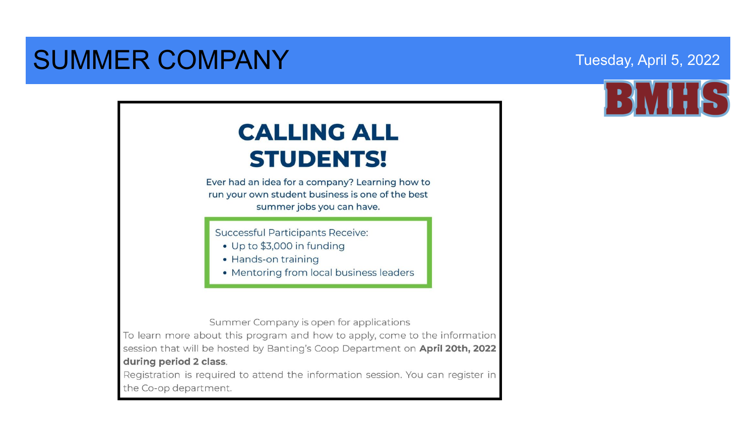# SUMMER COMPANY

Tuesday, April 5, 2022

BMHS

## CALLING ALL STUDENTS!

Ever had an idea for a company? Learning how to run your own student business is one of the best summer jobs you can have.

Successful Participants Receive:

- Up to $3,000 in funding
- Hands-on training
- Mentoring from local business leaders

Summer Company is open for applications

To learn more about this program and how to apply, come to the information session that will be hosted by Banting's Coop Department on **April 20th, 2022 during period 2 class**.

Registration is required to attend the information session. You can register in the Co-op department.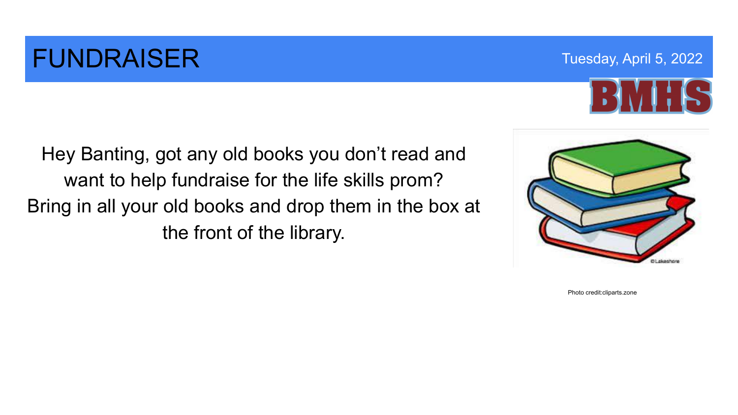# FUNDRAISER

Tuesday, April 5, 2022

BMHS

Hey Banting, got any old books you don't read and want to help fundraise for the life skills prom? Bring in all your old books and drop them in the box at the front of the library.

Photo credit:cliparts.zone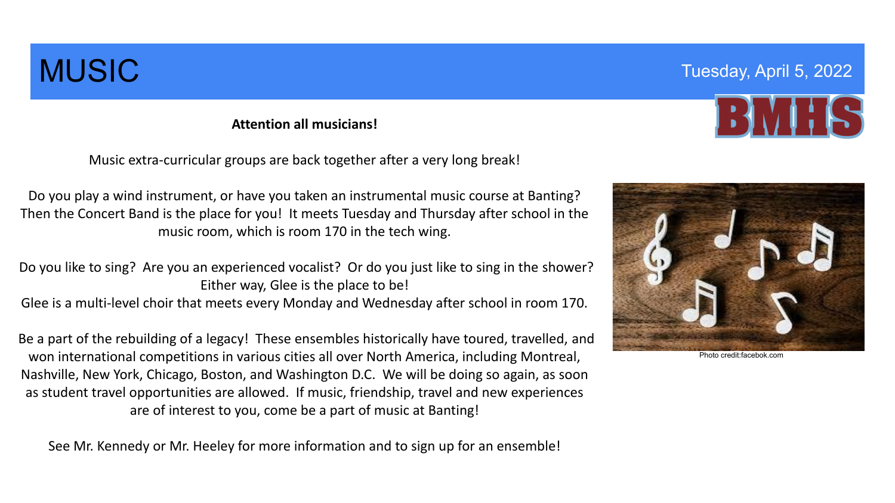# MUSIC

Tuesday, April 5, 2022

BMHS

**Attention all musicians!**

Music extra-curricular groups are back together after a very long break!

Do you play a wind instrument, or have you taken an instrumental music course at Banting? Then the Concert Band is the place for you! It meets Tuesday and Thursday after school in the music room, which is room 170 in the tech wing.

Do you like to sing? Are you an experienced vocalist? Or do you just like to sing in the shower? Either way, Glee is the place to be!
Glee is a multi-level choir that meets every Monday and Wednesday after school in room 170.

Be a part of the rebuilding of a legacy! These ensembles historically have toured, travelled, and won international competitions in various cities all over North America, including Montreal, Nashville, New York, Chicago, Boston, and Washington D.C. We will be doing so again, as soon as student travel opportunities are allowed. If music, friendship, travel and new experiences are of interest to you, come be a part of music at Banting!

See Mr. Kennedy or Mr. Heeley for more information and to sign up for an ensemble!

Photo credit:facebok.com